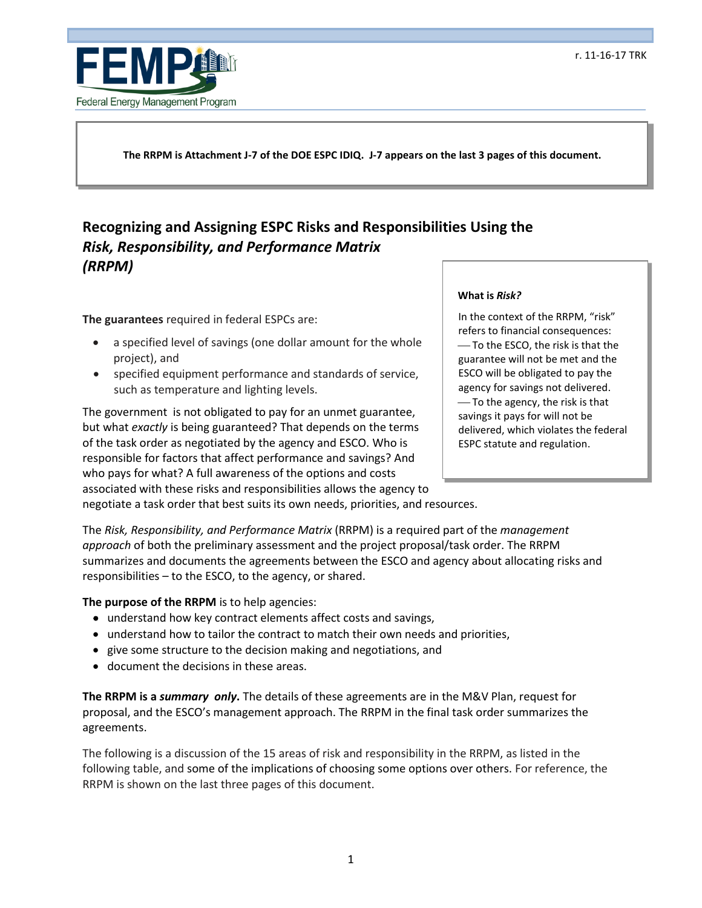The RRPM is Attachment J-7 of the DOE ESPC IDIQ. J-7 appears on the last 3 pages of this document.

# Recognizing and Assigning ESPC Risks and Responsibilities Using the *Risk, Responsibility, and Performance Matrix (RRPM)*

**What is *Risk?***

In the context of the RRPM, "risk" refers to financial consequences:
— To the ESCO, the risk is that the guarantee will not be met and the ESCO will be obligated to pay the agency for savings not delivered.
— To the agency, the risk is that savings it pays for will not be delivered, which violates the federal ESPC statute and regulation.

**The guarantees** required in federal ESPCs are:

- a specified level of savings (one dollar amount for the whole project), and
- specified equipment performance and standards of service, such as temperature and lighting levels.

The government is not obligated to pay for an unmet guarantee, but what *exactly* is being guaranteed? That depends on the terms of the task order as negotiated by the agency and ESCO. Who is responsible for factors that affect performance and savings? And who pays for what? A full awareness of the options and costs associated with these risks and responsibilities allows the agency to negotiate a task order that best suits its own needs, priorities, and resources.

The *Risk, Responsibility, and Performance Matrix* (RRPM) is a required part of the *management approach* of both the preliminary assessment and the project proposal/task order. The RRPM summarizes and documents the agreements between the ESCO and agency about allocating risks and responsibilities – to the ESCO, to the agency, or shared.

**The purpose of the RRPM** is to help agencies:

- understand how key contract elements affect costs and savings,
- understand how to tailor the contract to match their own needs and priorities,
- give some structure to the decision making and negotiations, and
- document the decisions in these areas.

**The RRPM is a *summary only*.** The details of these agreements are in the M&V Plan, request for proposal, and the ESCO's management approach. The RRPM in the final task order summarizes the agreements.

The following is a discussion of the 15 areas of risk and responsibility in the RRPM, as listed in the following table, and some of the implications of choosing some options over others. For reference, the RRPM is shown on the last three pages of this document.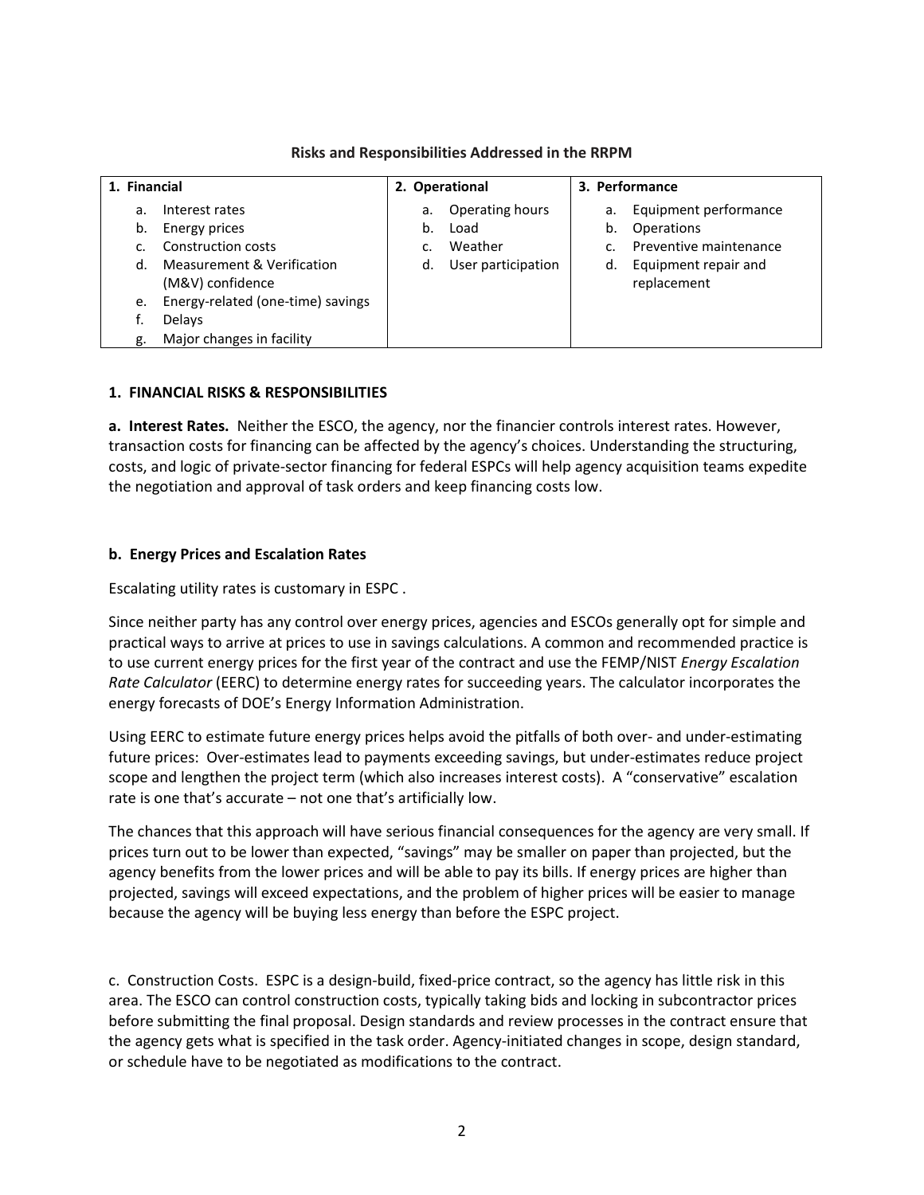**Risks and Responsibilities Addressed in the RRPM**

| 1. Financial | 2. Operational | 3. Performance |
|---|---|---|
| a. Interest rates<br>b. Energy prices<br>c. Construction costs<br>d. Measurement & Verification (M&V) confidence<br>e. Energy-related (one-time) savings<br>f. Delays<br>g. Major changes in facility | a. Operating hours<br>b. Load<br>c. Weather<br>d. User participation | a. Equipment performance<br>b. Operations<br>c. Preventive maintenance<br>d. Equipment repair and replacement |

### 1. FINANCIAL RISKS & RESPONSIBILITIES

**a. Interest Rates.** Neither the ESCO, the agency, nor the financier controls interest rates. However, transaction costs for financing can be affected by the agency's choices. Understanding the structuring, costs, and logic of private-sector financing for federal ESPCs will help agency acquisition teams expedite the negotiation and approval of task orders and keep financing costs low.

**b. Energy Prices and Escalation Rates**

Escalating utility rates is customary in ESPC .

Since neither party has any control over energy prices, agencies and ESCOs generally opt for simple and practical ways to arrive at prices to use in savings calculations. A common and recommended practice is to use current energy prices for the first year of the contract and use the FEMP/NIST *Energy Escalation Rate Calculator* (EERC) to determine energy rates for succeeding years. The calculator incorporates the energy forecasts of DOE's Energy Information Administration.

Using EERC to estimate future energy prices helps avoid the pitfalls of both over- and under-estimating future prices: Over-estimates lead to payments exceeding savings, but under-estimates reduce project scope and lengthen the project term (which also increases interest costs). A "conservative" escalation rate is one that's accurate – not one that's artificially low.

The chances that this approach will have serious financial consequences for the agency are very small. If prices turn out to be lower than expected, "savings" may be smaller on paper than projected, but the agency benefits from the lower prices and will be able to pay its bills. If energy prices are higher than projected, savings will exceed expectations, and the problem of higher prices will be easier to manage because the agency will be buying less energy than before the ESPC project.

c. Construction Costs. ESPC is a design-build, fixed-price contract, so the agency has little risk in this area. The ESCO can control construction costs, typically taking bids and locking in subcontractor prices before submitting the final proposal. Design standards and review processes in the contract ensure that the agency gets what is specified in the task order. Agency-initiated changes in scope, design standard, or schedule have to be negotiated as modifications to the contract.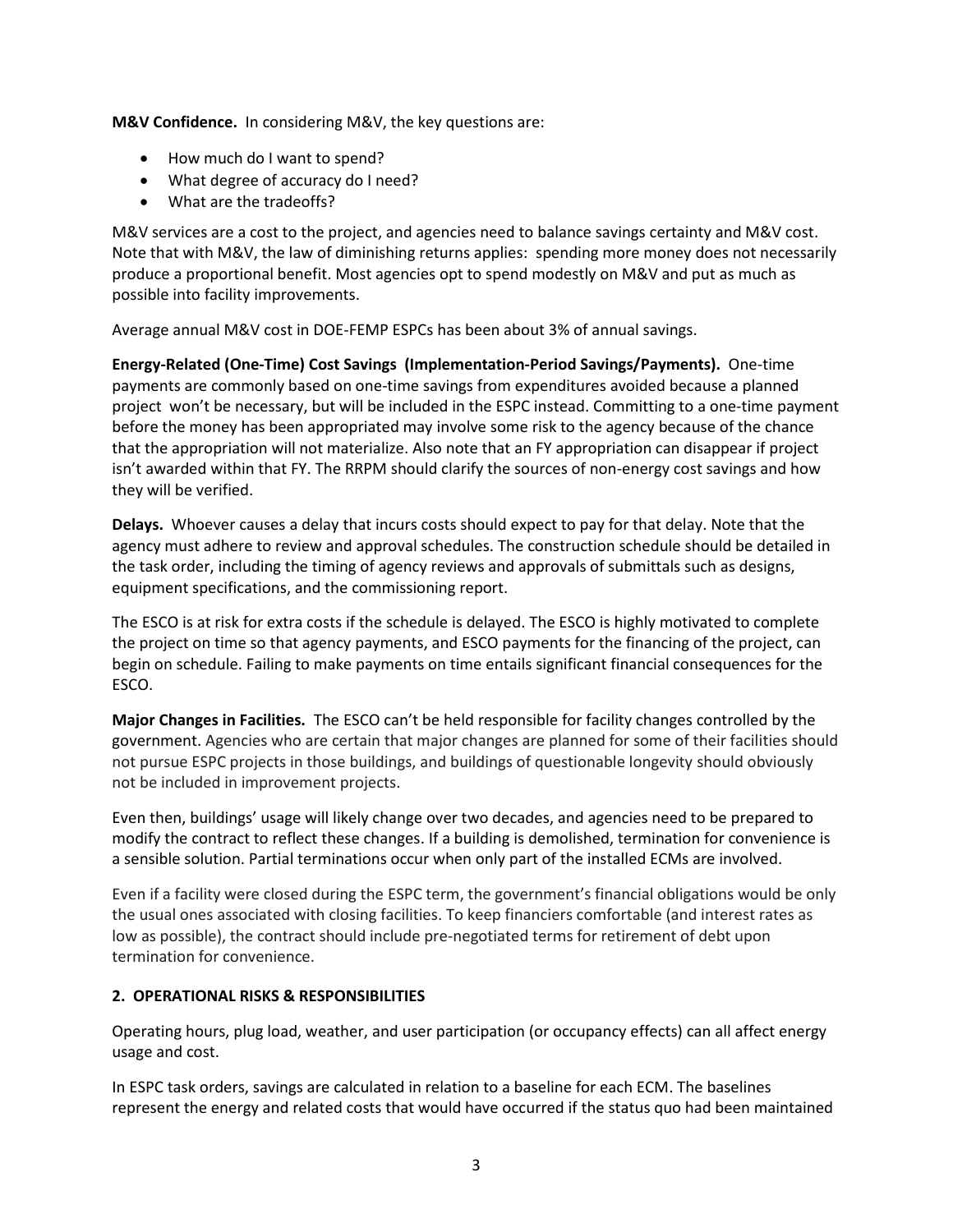**M&V Confidence.** In considering M&V, the key questions are:

- How much do I want to spend?
- What degree of accuracy do I need?
- What are the tradeoffs?

M&V services are a cost to the project, and agencies need to balance savings certainty and M&V cost. Note that with M&V, the law of diminishing returns applies: spending more money does not necessarily produce a proportional benefit. Most agencies opt to spend modestly on M&V and put as much as possible into facility improvements.

Average annual M&V cost in DOE-FEMP ESPCs has been about 3% of annual savings.

**Energy-Related (One-Time) Cost Savings (Implementation-Period Savings/Payments).** One-time payments are commonly based on one-time savings from expenditures avoided because a planned project won't be necessary, but will be included in the ESPC instead. Committing to a one-time payment before the money has been appropriated may involve some risk to the agency because of the chance that the appropriation will not materialize. Also note that an FY appropriation can disappear if project isn't awarded within that FY. The RRPM should clarify the sources of non-energy cost savings and how they will be verified.

**Delays.** Whoever causes a delay that incurs costs should expect to pay for that delay. Note that the agency must adhere to review and approval schedules. The construction schedule should be detailed in the task order, including the timing of agency reviews and approvals of submittals such as designs, equipment specifications, and the commissioning report.

The ESCO is at risk for extra costs if the schedule is delayed. The ESCO is highly motivated to complete the project on time so that agency payments, and ESCO payments for the financing of the project, can begin on schedule. Failing to make payments on time entails significant financial consequences for the ESCO.

**Major Changes in Facilities.** The ESCO can't be held responsible for facility changes controlled by the government. Agencies who are certain that major changes are planned for some of their facilities should not pursue ESPC projects in those buildings, and buildings of questionable longevity should obviously not be included in improvement projects.

Even then, buildings' usage will likely change over two decades, and agencies need to be prepared to modify the contract to reflect these changes. If a building is demolished, termination for convenience is a sensible solution. Partial terminations occur when only part of the installed ECMs are involved.

Even if a facility were closed during the ESPC term, the government's financial obligations would be only the usual ones associated with closing facilities. To keep financiers comfortable (and interest rates as low as possible), the contract should include pre-negotiated terms for retirement of debt upon termination for convenience.

## 2. OPERATIONAL RISKS & RESPONSIBILITIES

Operating hours, plug load, weather, and user participation (or occupancy effects) can all affect energy usage and cost.

In ESPC task orders, savings are calculated in relation to a baseline for each ECM. The baselines represent the energy and related costs that would have occurred if the status quo had been maintained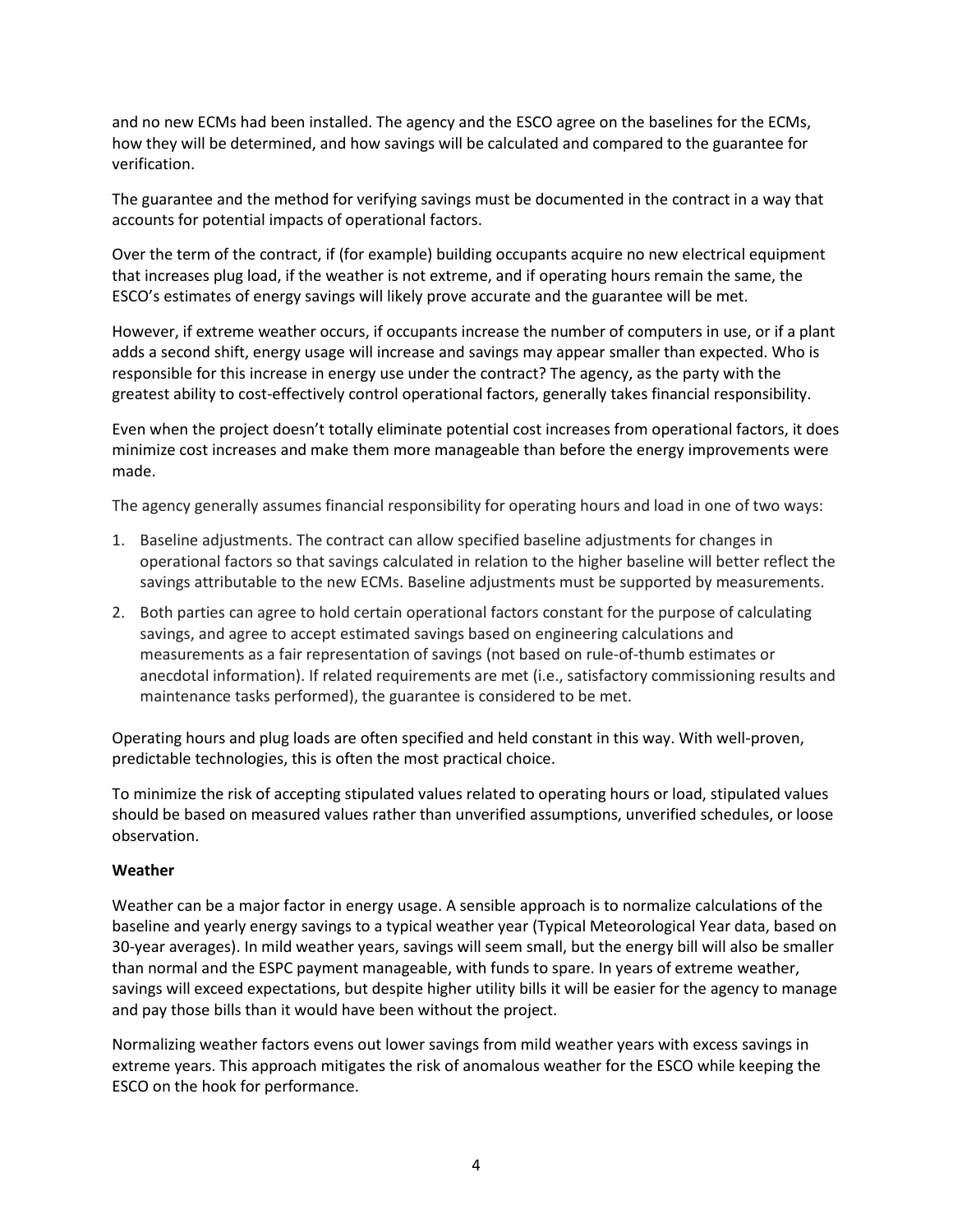and no new ECMs had been installed. The agency and the ESCO agree on the baselines for the ECMs, how they will be determined, and how savings will be calculated and compared to the guarantee for verification.

The guarantee and the method for verifying savings must be documented in the contract in a way that accounts for potential impacts of operational factors.

Over the term of the contract, if (for example) building occupants acquire no new electrical equipment that increases plug load, if the weather is not extreme, and if operating hours remain the same, the ESCO's estimates of energy savings will likely prove accurate and the guarantee will be met.

However, if extreme weather occurs, if occupants increase the number of computers in use, or if a plant adds a second shift, energy usage will increase and savings may appear smaller than expected. Who is responsible for this increase in energy use under the contract? The agency, as the party with the greatest ability to cost-effectively control operational factors, generally takes financial responsibility.

Even when the project doesn't totally eliminate potential cost increases from operational factors, it does minimize cost increases and make them more manageable than before the energy improvements were made.

The agency generally assumes financial responsibility for operating hours and load in one of two ways:

1. Baseline adjustments. The contract can allow specified baseline adjustments for changes in operational factors so that savings calculated in relation to the higher baseline will better reflect the savings attributable to the new ECMs. Baseline adjustments must be supported by measurements.
2. Both parties can agree to hold certain operational factors constant for the purpose of calculating savings, and agree to accept estimated savings based on engineering calculations and measurements as a fair representation of savings (not based on rule-of-thumb estimates or anecdotal information). If related requirements are met (i.e., satisfactory commissioning results and maintenance tasks performed), the guarantee is considered to be met.

Operating hours and plug loads are often specified and held constant in this way. With well-proven, predictable technologies, this is often the most practical choice.

To minimize the risk of accepting stipulated values related to operating hours or load, stipulated values should be based on measured values rather than unverified assumptions, unverified schedules, or loose observation.

**Weather**

Weather can be a major factor in energy usage. A sensible approach is to normalize calculations of the baseline and yearly energy savings to a typical weather year (Typical Meteorological Year data, based on 30-year averages). In mild weather years, savings will seem small, but the energy bill will also be smaller than normal and the ESPC payment manageable, with funds to spare. In years of extreme weather, savings will exceed expectations, but despite higher utility bills it will be easier for the agency to manage and pay those bills than it would have been without the project.

Normalizing weather factors evens out lower savings from mild weather years with excess savings in extreme years. This approach mitigates the risk of anomalous weather for the ESCO while keeping the ESCO on the hook for performance.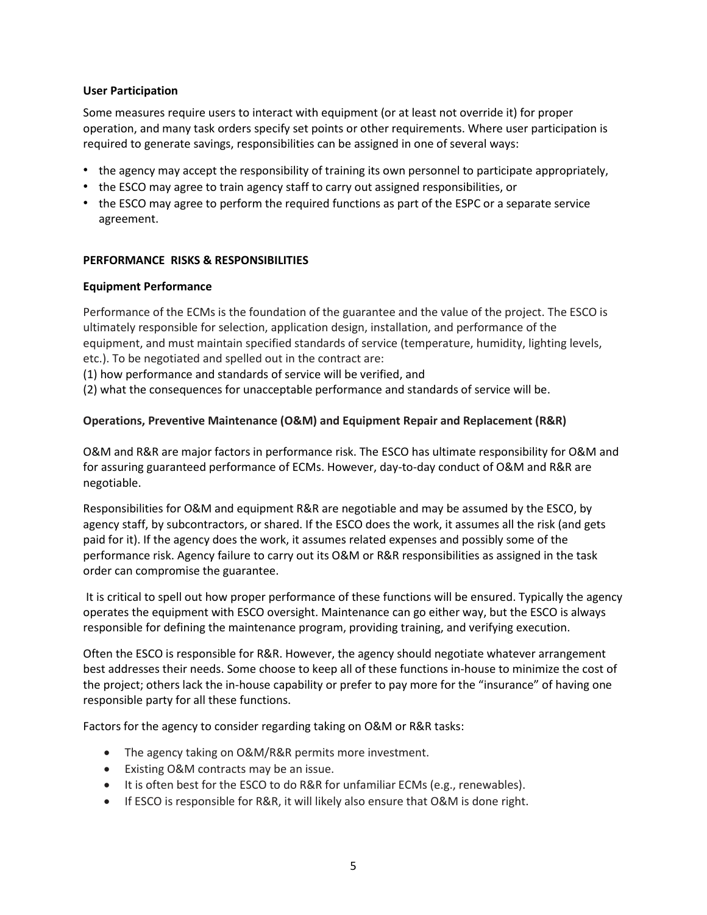**User Participation**

Some measures require users to interact with equipment (or at least not override it) for proper operation, and many task orders specify set points or other requirements. Where user participation is required to generate savings, responsibilities can be assigned in one of several ways:

- the agency may accept the responsibility of training its own personnel to participate appropriately,
- the ESCO may agree to train agency staff to carry out assigned responsibilities, or
- the ESCO may agree to perform the required functions as part of the ESPC or a separate service agreement.

## PERFORMANCE RISKS & RESPONSIBILITIES

**Equipment Performance**

Performance of the ECMs is the foundation of the guarantee and the value of the project. The ESCO is ultimately responsible for selection, application design, installation, and performance of the equipment, and must maintain specified standards of service (temperature, humidity, lighting levels, etc.). To be negotiated and spelled out in the contract are:
(1) how performance and standards of service will be verified, and
(2) what the consequences for unacceptable performance and standards of service will be.

**Operations, Preventive Maintenance (O&M) and Equipment Repair and Replacement (R&R)**

O&M and R&R are major factors in performance risk. The ESCO has ultimate responsibility for O&M and for assuring guaranteed performance of ECMs. However, day-to-day conduct of O&M and R&R are negotiable.

Responsibilities for O&M and equipment R&R are negotiable and may be assumed by the ESCO, by agency staff, by subcontractors, or shared. If the ESCO does the work, it assumes all the risk (and gets paid for it). If the agency does the work, it assumes related expenses and possibly some of the performance risk. Agency failure to carry out its O&M or R&R responsibilities as assigned in the task order can compromise the guarantee.

It is critical to spell out how proper performance of these functions will be ensured. Typically the agency operates the equipment with ESCO oversight. Maintenance can go either way, but the ESCO is always responsible for defining the maintenance program, providing training, and verifying execution.

Often the ESCO is responsible for R&R. However, the agency should negotiate whatever arrangement best addresses their needs. Some choose to keep all of these functions in-house to minimize the cost of the project; others lack the in-house capability or prefer to pay more for the "insurance" of having one responsible party for all these functions.

Factors for the agency to consider regarding taking on O&M or R&R tasks:

- The agency taking on O&M/R&R permits more investment.
- Existing O&M contracts may be an issue.
- It is often best for the ESCO to do R&R for unfamiliar ECMs (e.g., renewables).
- If ESCO is responsible for R&R, it will likely also ensure that O&M is done right.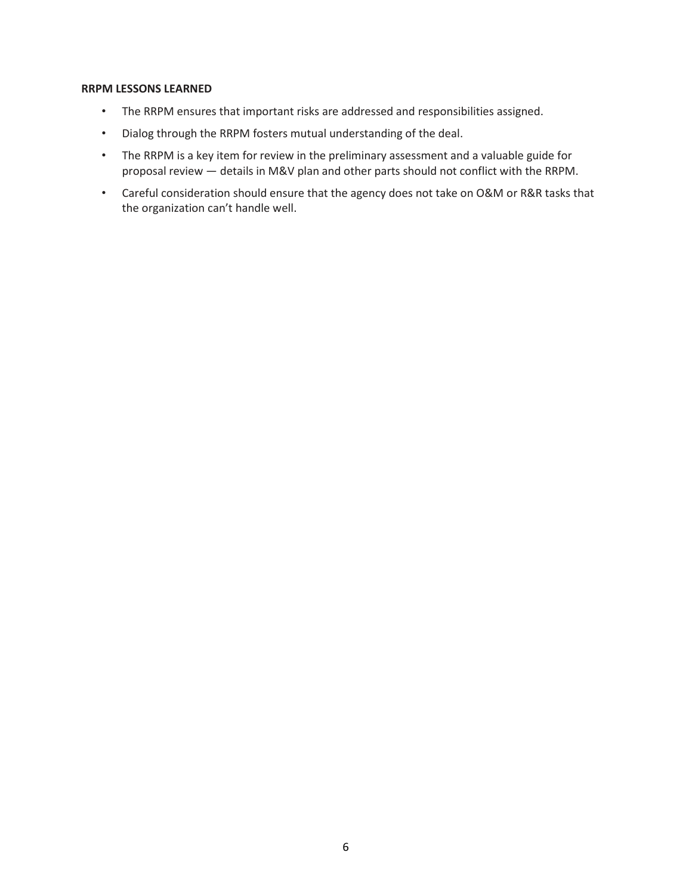**RRPM LESSONS LEARNED**

- The RRPM ensures that important risks are addressed and responsibilities assigned.
- Dialog through the RRPM fosters mutual understanding of the deal.
- The RRPM is a key item for review in the preliminary assessment and a valuable guide for proposal review — details in M&V plan and other parts should not conflict with the RRPM.
- Careful consideration should ensure that the agency does not take on O&M or R&R tasks that the organization can't handle well.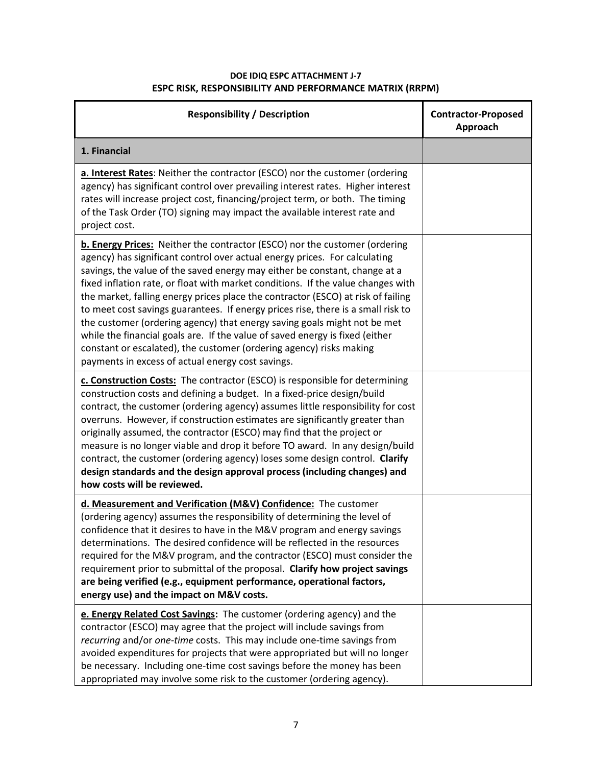**DOE IDIQ ESPC ATTACHMENT J-7**
**ESPC RISK, RESPONSIBILITY AND PERFORMANCE MATRIX (RRPM)**

| Responsibility / Description | Contractor-Proposed Approach |
|---|---|
| **1. Financial** | |
| **<u>a. Interest Rates</u>**: Neither the contractor (ESCO) nor the customer (ordering agency) has significant control over prevailing interest rates. Higher interest rates will increase project cost, financing/project term, or both. The timing of the Task Order (TO) signing may impact the available interest rate and project cost. | |
| **<u>b. Energy Prices:</u>** Neither the contractor (ESCO) nor the customer (ordering agency) has significant control over actual energy prices. For calculating savings, the value of the saved energy may either be constant, change at a fixed inflation rate, or float with market conditions. If the value changes with the market, falling energy prices place the contractor (ESCO) at risk of failing to meet cost savings guarantees. If energy prices rise, there is a small risk to the customer (ordering agency) that energy saving goals might not be met while the financial goals are. If the value of saved energy is fixed (either constant or escalated), the customer (ordering agency) risks making payments in excess of actual energy cost savings. | |
| **<u>c. Construction Costs:</u>** The contractor (ESCO) is responsible for determining construction costs and defining a budget. In a fixed-price design/build contract, the customer (ordering agency) assumes little responsibility for cost overruns. However, if construction estimates are significantly greater than originally assumed, the contractor (ESCO) may find that the project or measure is no longer viable and drop it before TO award. In any design/build contract, the customer (ordering agency) loses some design control. **Clarify design standards and the design approval process (including changes) and how costs will be reviewed.** | |
| **<u>d. Measurement and Verification (M&V) Confidence:</u>** The customer (ordering agency) assumes the responsibility of determining the level of confidence that it desires to have in the M&V program and energy savings determinations. The desired confidence will be reflected in the resources required for the M&V program, and the contractor (ESCO) must consider the requirement prior to submittal of the proposal. **Clarify how project savings are being verified (e.g., equipment performance, operational factors, energy use) and the impact on M&V costs.** | |
| **<u>e. Energy Related Cost Savings</u>:** The customer (ordering agency) and the contractor (ESCO) may agree that the project will include savings from *recurring* and/or *one-time* costs. This may include one-time savings from avoided expenditures for projects that were appropriated but will no longer be necessary. Including one-time cost savings before the money has been appropriated may involve some risk to the customer (ordering agency). | |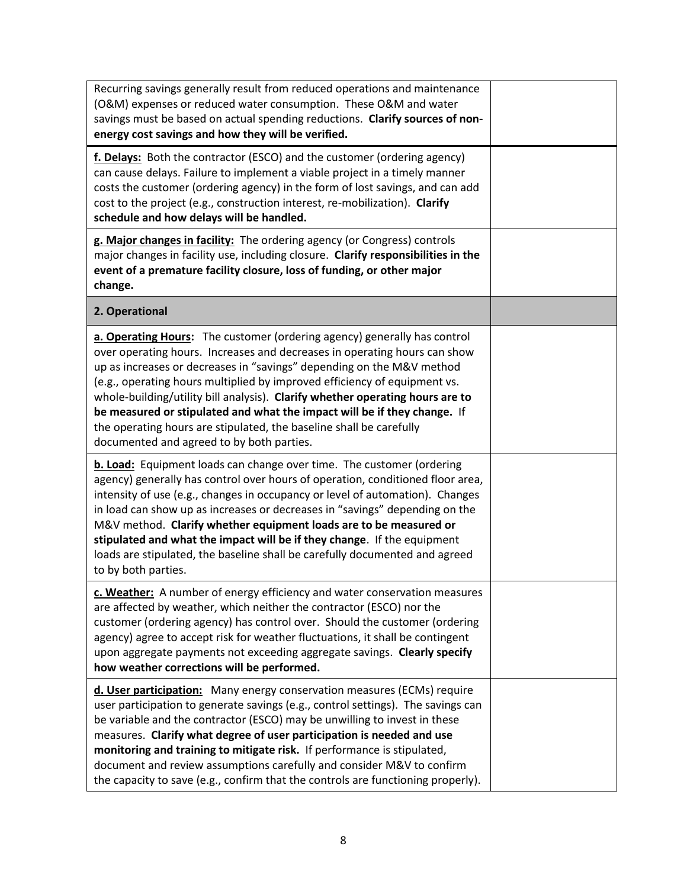| | |
|---|---|
| Recurring savings generally result from reduced operations and maintenance (O&M) expenses or reduced water consumption. These O&M and water savings must be based on actual spending reductions. **Clarify sources of non-energy cost savings and how they will be verified.** | |
| **f. Delays:** Both the contractor (ESCO) and the customer (ordering agency) can cause delays. Failure to implement a viable project in a timely manner costs the customer (ordering agency) in the form of lost savings, and can add cost to the project (e.g., construction interest, re-mobilization). **Clarify schedule and how delays will be handled.** | |
| **g. Major changes in facility:** The ordering agency (or Congress) controls major changes in facility use, including closure. **Clarify responsibilities in the event of a premature facility closure, loss of funding, or other major change.** | |
| **2. Operational** | |
| **a. Operating Hours:** The customer (ordering agency) generally has control over operating hours. Increases and decreases in operating hours can show up as increases or decreases in "savings" depending on the M&V method (e.g., operating hours multiplied by improved efficiency of equipment vs. whole-building/utility bill analysis). **Clarify whether operating hours are to be measured or stipulated and what the impact will be if they change.** If the operating hours are stipulated, the baseline shall be carefully documented and agreed to by both parties. | |
| **b. Load:** Equipment loads can change over time. The customer (ordering agency) generally has control over hours of operation, conditioned floor area, intensity of use (e.g., changes in occupancy or level of automation). Changes in load can show up as increases or decreases in "savings" depending on the M&V method. **Clarify whether equipment loads are to be measured or stipulated and what the impact will be if they change**. If the equipment loads are stipulated, the baseline shall be carefully documented and agreed to by both parties. | |
| **c. Weather:** A number of energy efficiency and water conservation measures are affected by weather, which neither the contractor (ESCO) nor the customer (ordering agency) has control over. Should the customer (ordering agency) agree to accept risk for weather fluctuations, it shall be contingent upon aggregate payments not exceeding aggregate savings. **Clearly specify how weather corrections will be performed.** | |
| **d. User participation:** Many energy conservation measures (ECMs) require user participation to generate savings (e.g., control settings). The savings can be variable and the contractor (ESCO) may be unwilling to invest in these measures. **Clarify what degree of user participation is needed and use monitoring and training to mitigate risk.** If performance is stipulated, document and review assumptions carefully and consider M&V to confirm the capacity to save (e.g., confirm that the controls are functioning properly). | |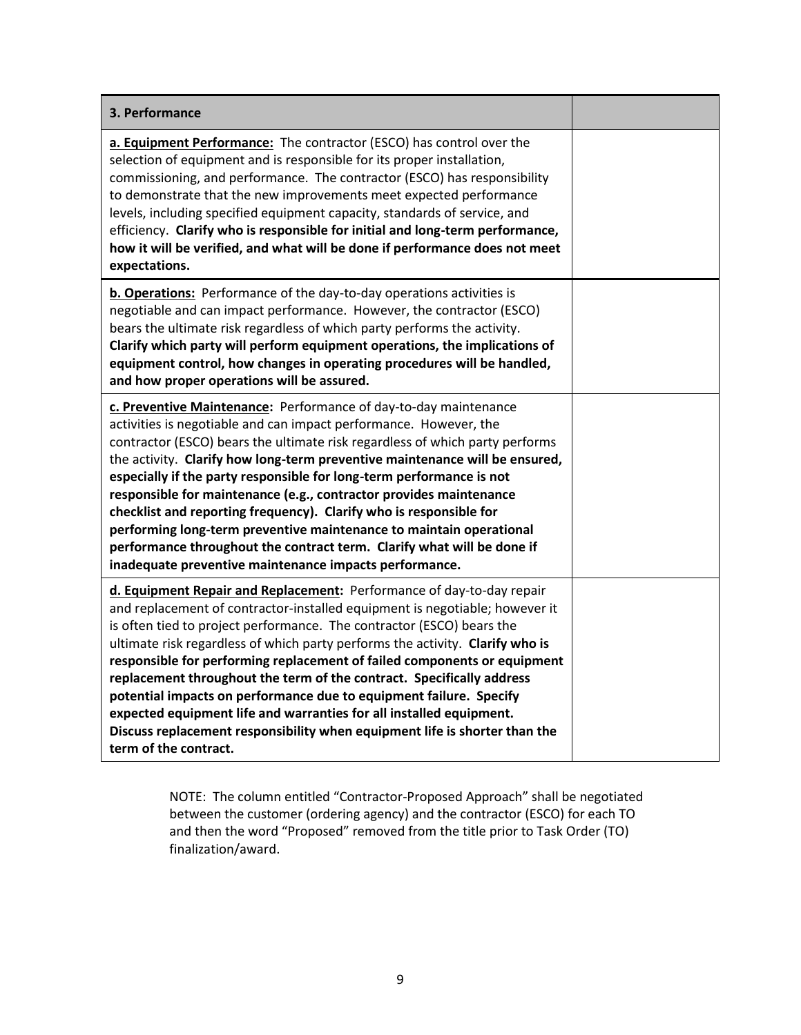| 3. Performance | |
|---|---|
| **a. Equipment Performance:** The contractor (ESCO) has control over the selection of equipment and is responsible for its proper installation, commissioning, and performance. The contractor (ESCO) has responsibility to demonstrate that the new improvements meet expected performance levels, including specified equipment capacity, standards of service, and efficiency. **Clarify who is responsible for initial and long-term performance, how it will be verified, and what will be done if performance does not meet expectations.** | |
| **b. Operations:** Performance of the day-to-day operations activities is negotiable and can impact performance. However, the contractor (ESCO) bears the ultimate risk regardless of which party performs the activity. **Clarify which party will perform equipment operations, the implications of equipment control, how changes in operating procedures will be handled, and how proper operations will be assured.** | |
| **c. Preventive Maintenance:** Performance of day-to-day maintenance activities is negotiable and can impact performance. However, the contractor (ESCO) bears the ultimate risk regardless of which party performs the activity. **Clarify how long-term preventive maintenance will be ensured, especially if the party responsible for long-term performance is not responsible for maintenance (e.g., contractor provides maintenance checklist and reporting frequency). Clarify who is responsible for performing long-term preventive maintenance to maintain operational performance throughout the contract term. Clarify what will be done if inadequate preventive maintenance impacts performance.** | |
| **d. Equipment Repair and Replacement:** Performance of day-to-day repair and replacement of contractor-installed equipment is negotiable; however it is often tied to project performance. The contractor (ESCO) bears the ultimate risk regardless of which party performs the activity. **Clarify who is responsible for performing replacement of failed components or equipment replacement throughout the term of the contract. Specifically address potential impacts on performance due to equipment failure. Specify expected equipment life and warranties for all installed equipment. Discuss replacement responsibility when equipment life is shorter than the term of the contract.** | |

NOTE: The column entitled "Contractor-Proposed Approach" shall be negotiated between the customer (ordering agency) and the contractor (ESCO) for each TO and then the word "Proposed" removed from the title prior to Task Order (TO) finalization/award.